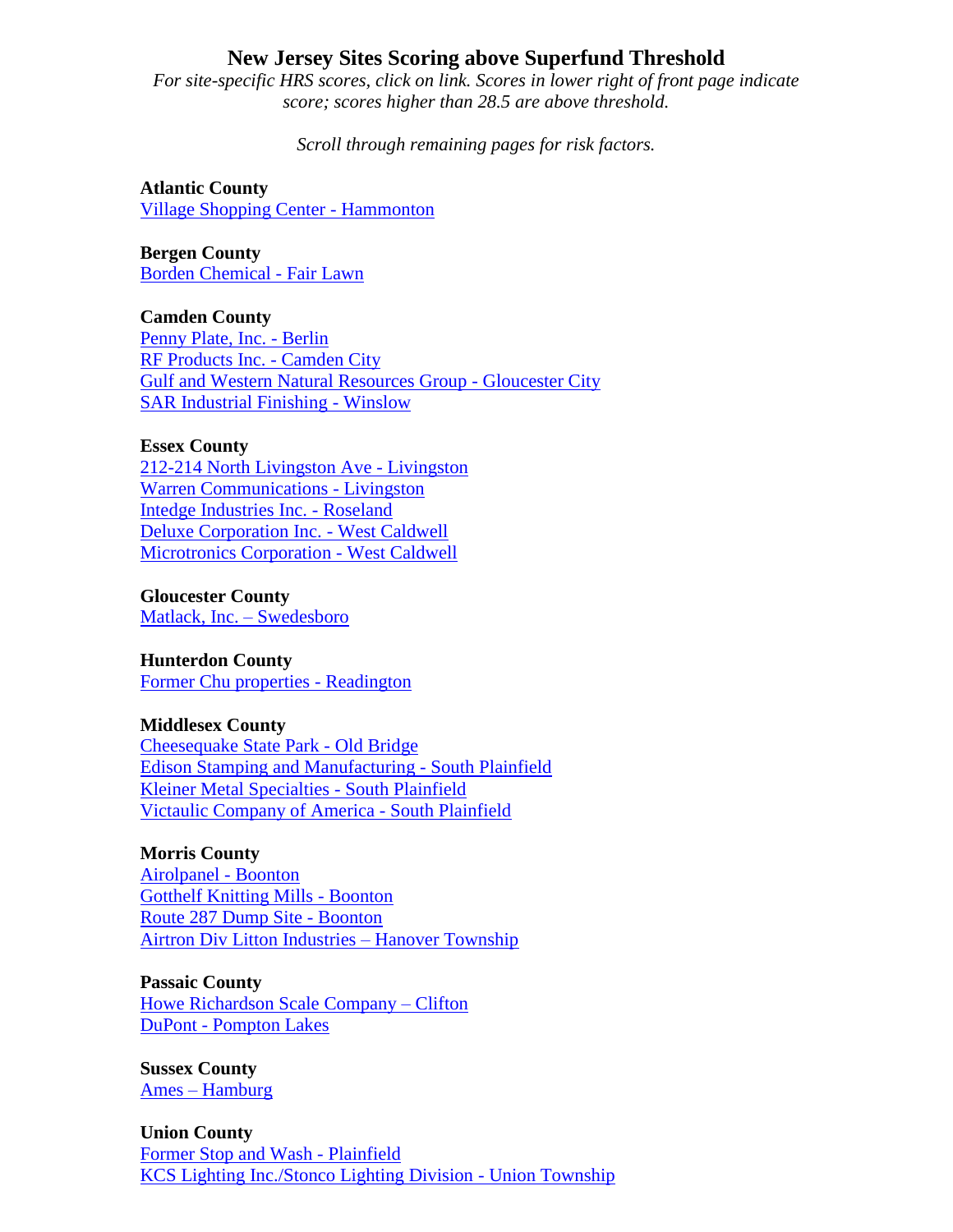# New Jersey Sites Scoring above Superfund Threshold

*For site-specific HRS scores, click on link. Scores in lower right of front page indicate score; scores higher than 28.5 are above threshold.*

*Scroll through remaining pages for risk factors.*

**Atlantic County**
Village Shopping Center - Hammonton

**Bergen County**
Borden Chemical - Fair Lawn

**Camden County**
Penny Plate, Inc. - Berlin
RF Products Inc. - Camden City
Gulf and Western Natural Resources Group - Gloucester City
SAR Industrial Finishing - Winslow

**Essex County**
212-214 North Livingston Ave - Livingston
Warren Communications - Livingston
Intedge Industries Inc. - Roseland
Deluxe Corporation Inc. - West Caldwell
Microtronics Corporation - West Caldwell

**Gloucester County**
Matlack, Inc. – Swedesboro

**Hunterdon County**
Former Chu properties - Readington

**Middlesex County**
Cheesequake State Park - Old Bridge
Edison Stamping and Manufacturing - South Plainfield
Kleiner Metal Specialties - South Plainfield
Victaulic Company of America - South Plainfield

**Morris County**
Airolpanel - Boonton
Gotthelf Knitting Mills - Boonton
Route 287 Dump Site - Boonton
Airtron Div Litton Industries – Hanover Township

**Passaic County**
Howe Richardson Scale Company – Clifton
DuPont - Pompton Lakes

**Sussex County**
Ames – Hamburg

**Union County**
Former Stop and Wash - Plainfield
KCS Lighting Inc./Stonco Lighting Division - Union Township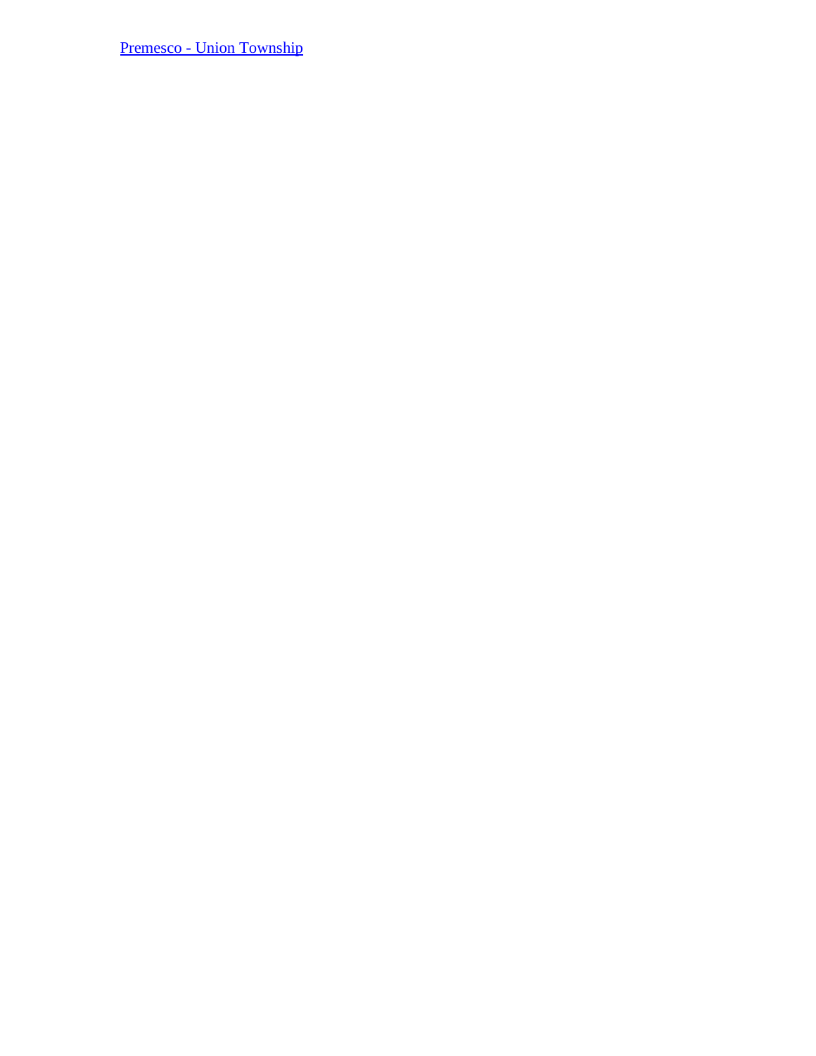[Premesco - Union Township]